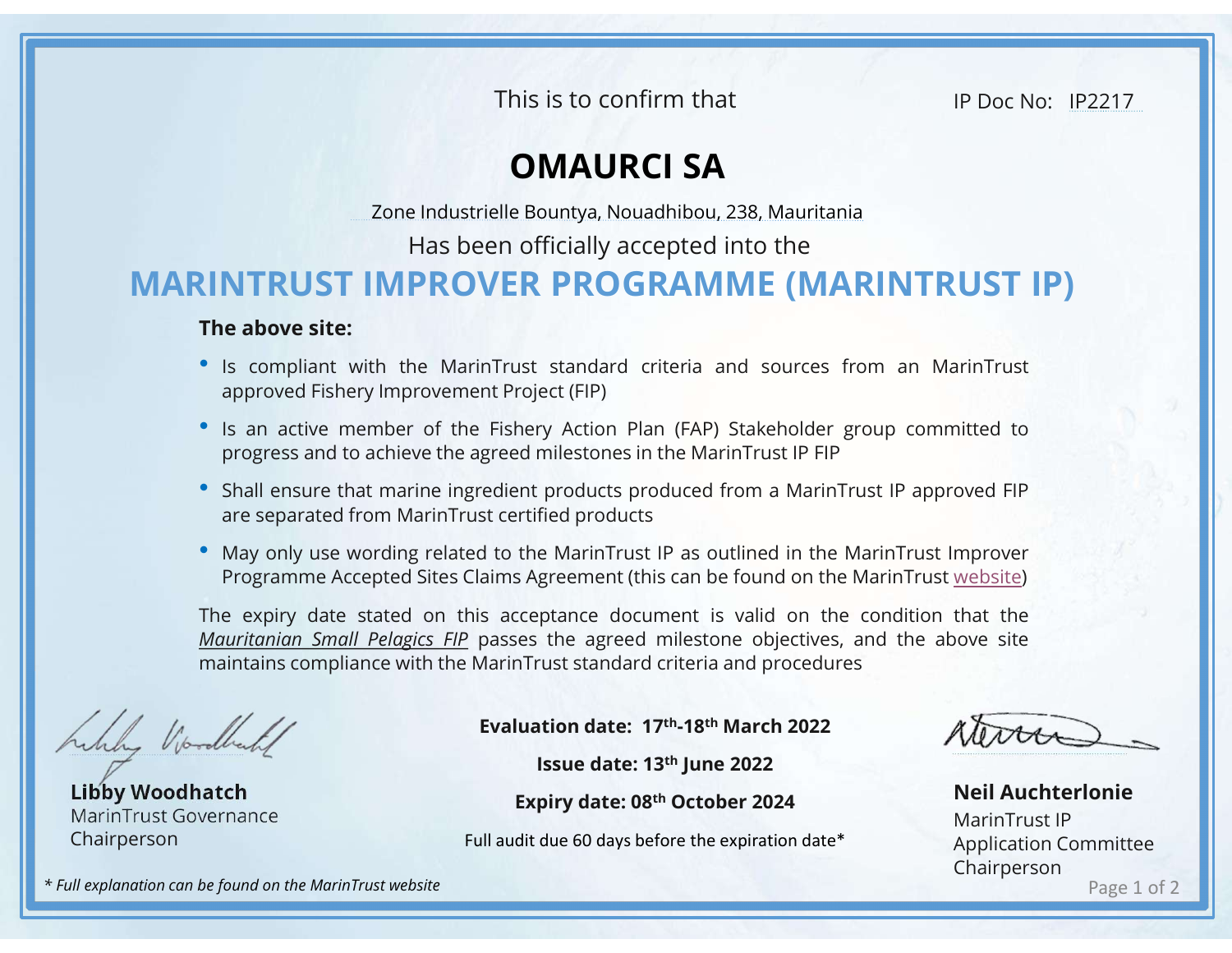This is to confirm that

IP Doc No: IP2217

# OMAURCI SA

Zone Industrielle Bountya, Nouadhibou, 238, Mauritania

Has been officially accepted into the

## MARINTRUST IMPROVER PROGRAMME (MARINTRUST IP)

**The above site:**

- Is compliant with the MarinTrust standard criteria and sources from an MarinTrust approved Fishery Improvement Project (FIP)
- Is an active member of the Fishery Action Plan (FAP) Stakeholder group committed to progress and to achieve the agreed milestones in the MarinTrust IP FIP
- Shall ensure that marine ingredient products produced from a MarinTrust IP approved FIP are separated from MarinTrust certified products
- May only use wording related to the MarinTrust IP as outlined in the MarinTrust Improver Programme Accepted Sites Claims Agreement (this can be found on the MarinTrust website)

The expiry date stated on this acceptance document is valid on the condition that the *Mauritanian Small Pelagics FIP* passes the agreed milestone objectives, and the above site maintains compliance with the MarinTrust standard criteria and procedures

**Evaluation date: 17th-18th March 2022**

**Issue date: 13th June 2022**

**Expiry date: 08th October 2024**

Full audit due 60 days before the expiration date*

**Libby Woodhatch**
MarinTrust Governance Chairperson

**Neil Auchterlonie**
MarinTrust IP Application Committee Chairperson

*\* Full explanation can be found on the MarinTrust website*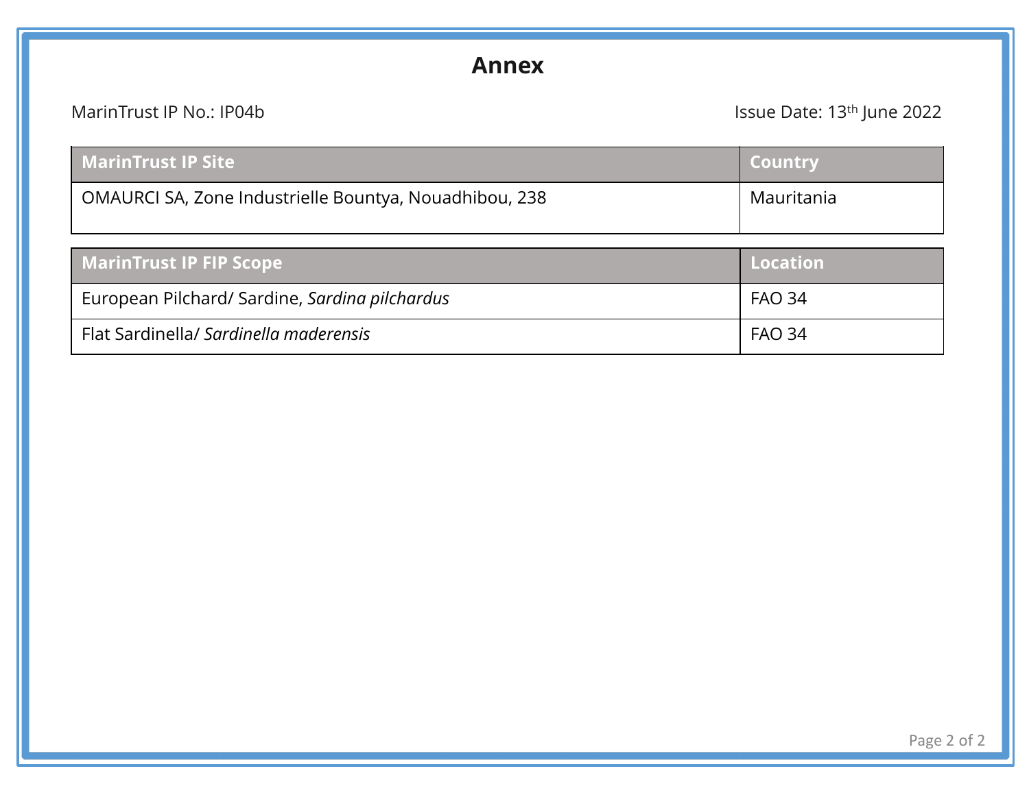# Annex

MarinTrust IP No.: IP04b

Issue Date: 13th June 2022

| MarinTrust IP Site | Country |
|---|---|
| OMAURCI SA, Zone Industrielle Bountya, Nouadhibou, 238 | Mauritania |

| MarinTrust IP FIP Scope | Location |
|---|---|
| European Pilchard/ Sardine, *Sardina pilchardus* | FAO 34 |
| Flat Sardinella/ *Sardinella maderensis* | FAO 34 |